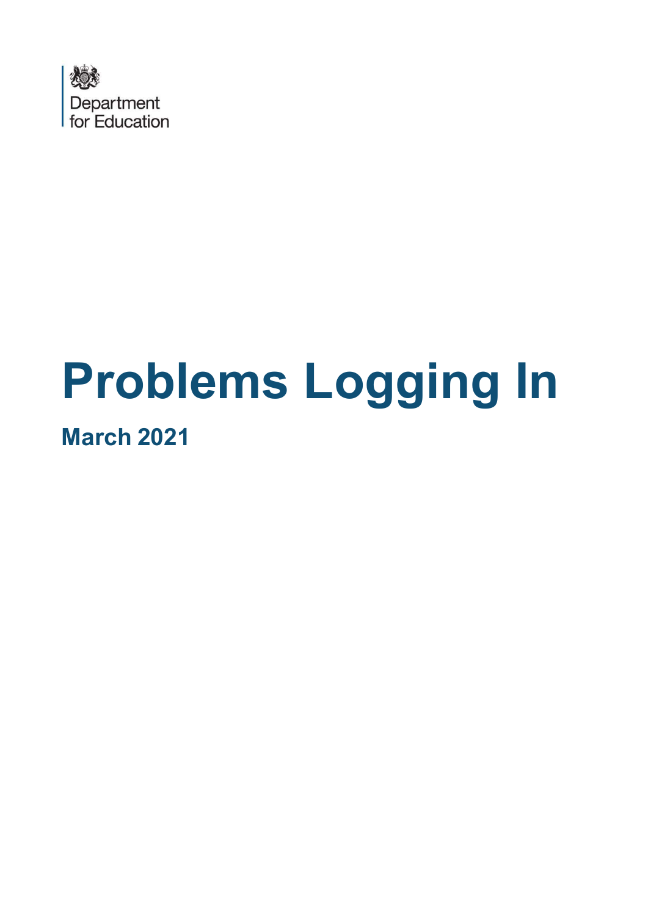Department for Education

# Problems Logging In

## March 2021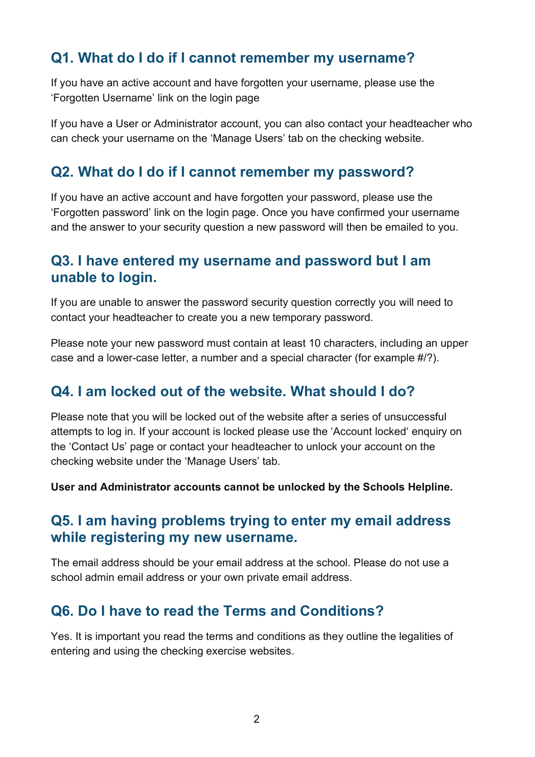## Q1. What do I do if I cannot remember my username?

If you have an active account and have forgotten your username, please use the 'Forgotten Username' link on the login page

If you have a User or Administrator account, you can also contact your headteacher who can check your username on the 'Manage Users' tab on the checking website.

## Q2. What do I do if I cannot remember my password?

If you have an active account and have forgotten your password, please use the 'Forgotten password' link on the login page. Once you have confirmed your username and the answer to your security question a new password will then be emailed to you.

## Q3. I have entered my username and password but I am unable to login.

If you are unable to answer the password security question correctly you will need to contact your headteacher to create you a new temporary password.

Please note your new password must contain at least 10 characters, including an upper case and a lower-case letter, a number and a special character (for example #/?).

## Q4. I am locked out of the website. What should I do?

Please note that you will be locked out of the website after a series of unsuccessful attempts to log in. If your account is locked please use the 'Account locked' enquiry on the 'Contact Us' page or contact your headteacher to unlock your account on the checking website under the 'Manage Users' tab.

**User and Administrator accounts cannot be unlocked by the Schools Helpline.**

## Q5. I am having problems trying to enter my email address while registering my new username.

The email address should be your email address at the school. Please do not use a school admin email address or your own private email address.

## Q6. Do I have to read the Terms and Conditions?

Yes. It is important you read the terms and conditions as they outline the legalities of entering and using the checking exercise websites.